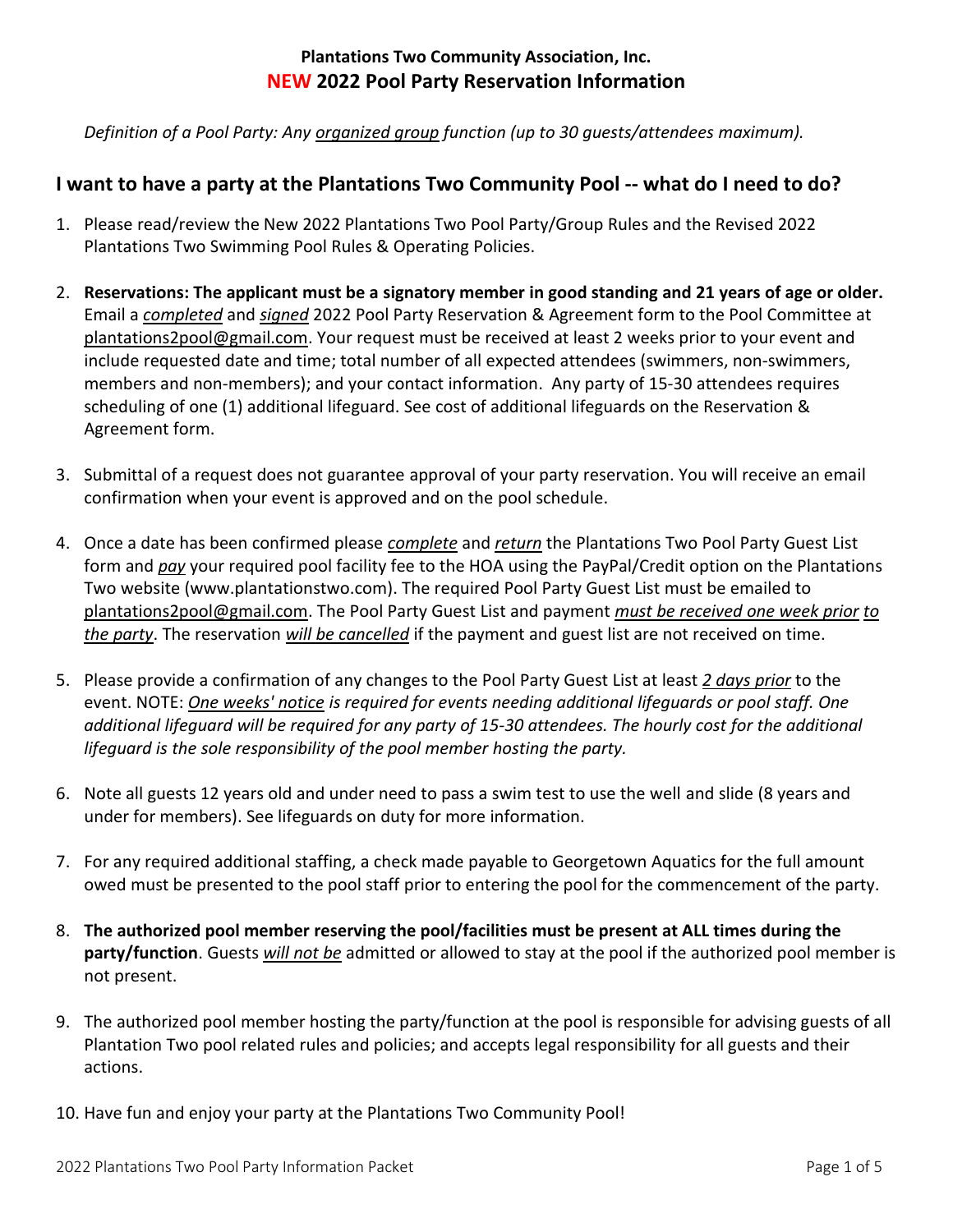**Plantations Two Community Association, Inc.**

# NEW 2022 Pool Party Reservation Information

*Definition of a Pool Party: Any organized group function (up to 30 guests/attendees maximum).*

## I want to have a party at the Plantations Two Community Pool -- what do I need to do?

1. Please read/review the New 2022 Plantations Two Pool Party/Group Rules and the Revised 2022 Plantations Two Swimming Pool Rules & Operating Policies.

2. **Reservations: The applicant must be a signatory member in good standing and 21 years of age or older.** Email a *completed* and *signed* 2022 Pool Party Reservation & Agreement form to the Pool Committee at plantations2pool@gmail.com. Your request must be received at least 2 weeks prior to your event and include requested date and time; total number of all expected attendees (swimmers, non-swimmers, members and non-members); and your contact information. Any party of 15-30 attendees requires scheduling of one (1) additional lifeguard. See cost of additional lifeguards on the Reservation & Agreement form.

3. Submittal of a request does not guarantee approval of your party reservation. You will receive an email confirmation when your event is approved and on the pool schedule.

4. Once a date has been confirmed please *complete* and *return* the Plantations Two Pool Party Guest List form and *pay* your required pool facility fee to the HOA using the PayPal/Credit option on the Plantations Two website (www.plantationstwo.com). The required Pool Party Guest List must be emailed to plantations2pool@gmail.com. The Pool Party Guest List and payment *must be received one week prior to the party*. The reservation *will be cancelled* if the payment and guest list are not received on time.

5. Please provide a confirmation of any changes to the Pool Party Guest List at least *2 days prior* to the event. NOTE: *One weeks' notice is required for events needing additional lifeguards or pool staff. One additional lifeguard will be required for any party of 15-30 attendees. The hourly cost for the additional lifeguard is the sole responsibility of the pool member hosting the party.*

6. Note all guests 12 years old and under need to pass a swim test to use the well and slide (8 years and under for members). See lifeguards on duty for more information.

7. For any required additional staffing, a check made payable to Georgetown Aquatics for the full amount owed must be presented to the pool staff prior to entering the pool for the commencement of the party.

8. **The authorized pool member reserving the pool/facilities must be present at ALL times during the party/function**. Guests *will not be* admitted or allowed to stay at the pool if the authorized pool member is not present.

9. The authorized pool member hosting the party/function at the pool is responsible for advising guests of all Plantation Two pool related rules and policies; and accepts legal responsibility for all guests and their actions.

10. Have fun and enjoy your party at the Plantations Two Community Pool!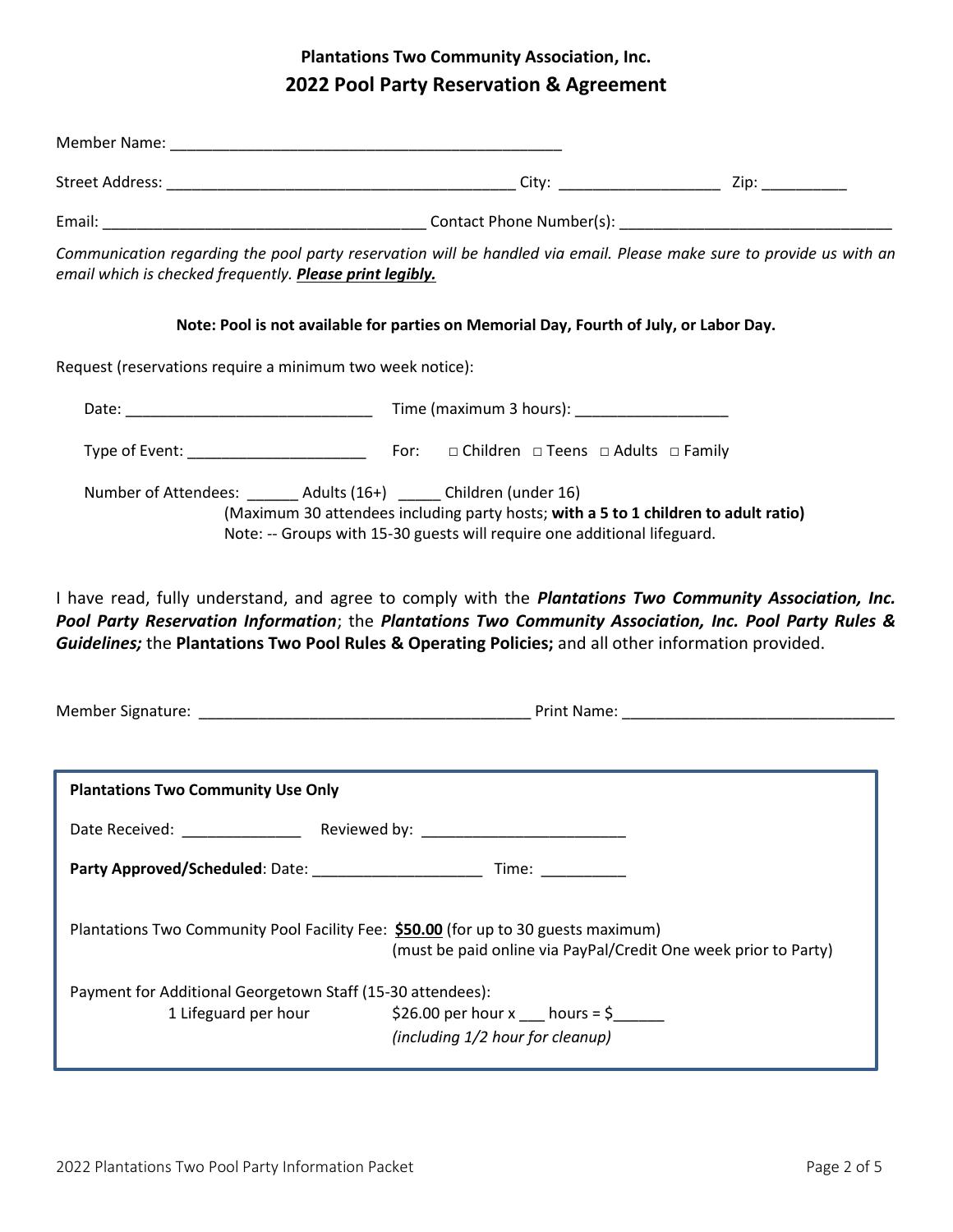# Plantations Two Community Association, Inc.

## 2022 Pool Party Reservation & Agreement

Member Name: _______________________________________________

Street Address: __________________________________________ City: ___________________ Zip: __________

Email: ______________________________________ Contact Phone Number(s): _______________________________

*Communication regarding the pool party reservation will be handled via email. Please make sure to provide us with an email which is checked frequently. **Please print legibly.***

**Note: Pool is not available for parties on Memorial Day, Fourth of July, or Labor Day.**

Request (reservations require a minimum two week notice):

Date: _____________________________ Time (maximum 3 hours): __________________

Type of Event: _____________________ For: □ Children □ Teens □ Adults □ Family

Number of Attendees: ______ Adults (16+) _____ Children (under 16)

(Maximum 30 attendees including party hosts; **with a 5 to 1 children to adult ratio)**

Note: -- Groups with 15-30 guests will require one additional lifeguard.

I have read, fully understand, and agree to comply with the ***Plantations Two Community Association, Inc. Pool Party Reservation Information***; the ***Plantations Two Community Association, Inc. Pool Party Rules & Guidelines;*** the **Plantations Two Pool Rules & Operating Policies;** and all other information provided.

Member Signature: ______________________________________ Print Name: _______________________________

---

**Plantations Two Community Use Only**

Date Received: ______________ Reviewed by: ________________________

**Party Approved/Scheduled**: Date: ____________________ Time: __________

Plantations Two Community Pool Facility Fee: **$50.00** (for up to 30 guests maximum)
(must be paid online via PayPal/Credit One week prior to Party)

Payment for Additional Georgetown Staff (15-30 attendees):

1 Lifeguard per hour $26.00 per hour x ___ hours = $______
*(including 1/2 hour for cleanup)*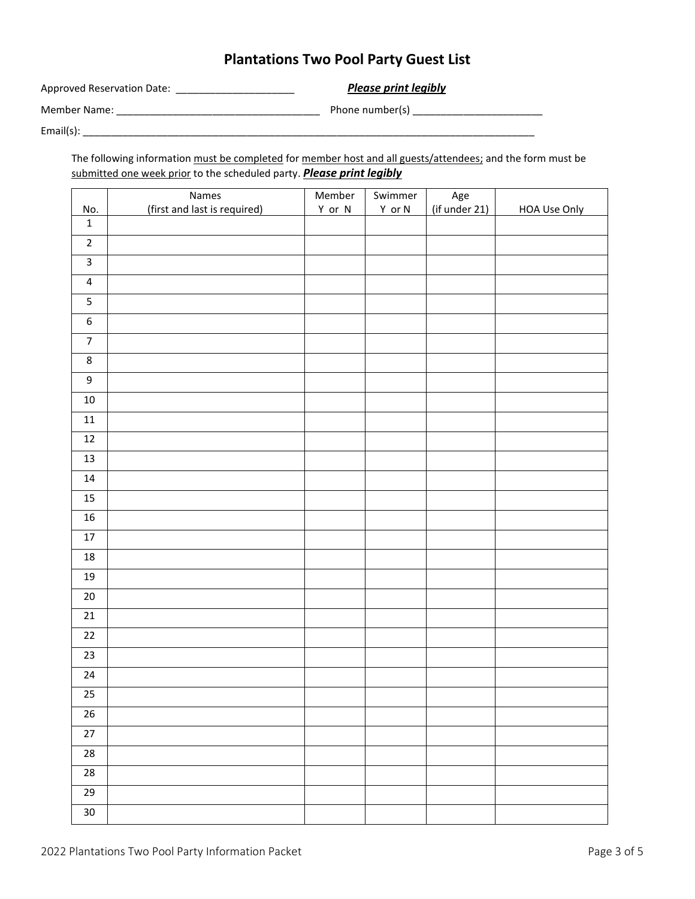# Plantations Two Pool Party Guest List

Approved Reservation Date: ____________________ ***Please print legibly***

Member Name: ___________________________________ Phone number(s) ______________________

Email(s): ________________________________________________________________________________

The following information <u>must be completed</u> for <u>member host and all guests/attendees;</u> and the form must be <u>submitted one week prior</u> to the scheduled party. ***Please print legibly***

| No. | Names (first and last is required) | Member Y or N | Swimmer Y or N | Age (if under 21) | HOA Use Only |
|---|---|---|---|---|---|
| 1 | | | | | |
| 2 | | | | | |
| 3 | | | | | |
| 4 | | | | | |
| 5 | | | | | |
| 6 | | | | | |
| 7 | | | | | |
| 8 | | | | | |
| 9 | | | | | |
| 10 | | | | | |
| 11 | | | | | |
| 12 | | | | | |
| 13 | | | | | |
| 14 | | | | | |
| 15 | | | | | |
| 16 | | | | | |
| 17 | | | | | |
| 18 | | | | | |
| 19 | | | | | |
| 20 | | | | | |
| 21 | | | | | |
| 22 | | | | | |
| 23 | | | | | |
| 24 | | | | | |
| 25 | | | | | |
| 26 | | | | | |
| 27 | | | | | |
| 28 | | | | | |
| 28 | | | | | |
| 29 | | | | | |
| 30 | | | | | |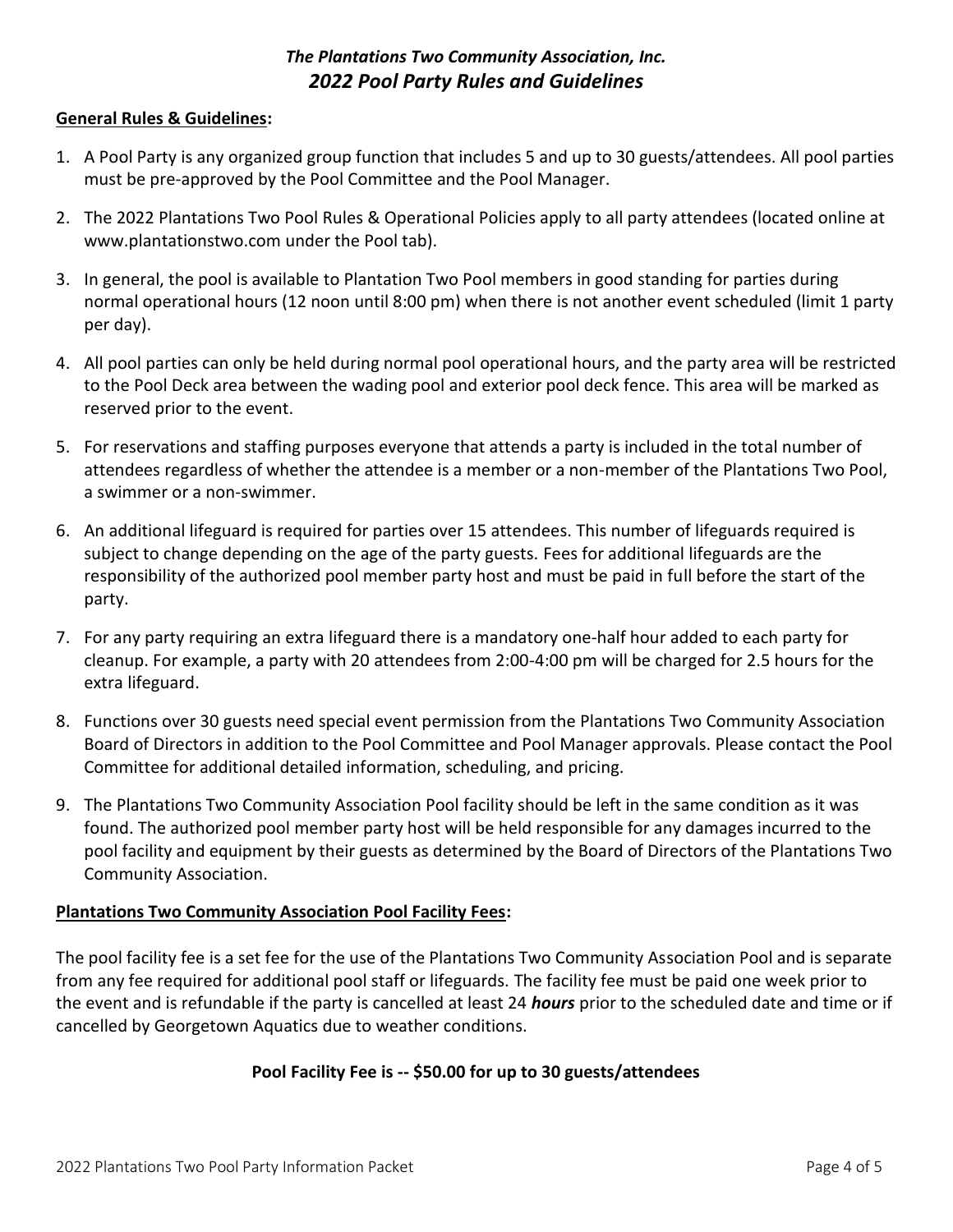# *The Plantations Two Community Association, Inc.*
# *2022 Pool Party Rules and Guidelines*

**General Rules & Guidelines:**

1. A Pool Party is any organized group function that includes 5 and up to 30 guests/attendees. All pool parties must be pre-approved by the Pool Committee and the Pool Manager.
2. The 2022 Plantations Two Pool Rules & Operational Policies apply to all party attendees (located online at www.plantationstwo.com under the Pool tab).
3. In general, the pool is available to Plantation Two Pool members in good standing for parties during normal operational hours (12 noon until 8:00 pm) when there is not another event scheduled (limit 1 party per day).
4. All pool parties can only be held during normal pool operational hours, and the party area will be restricted to the Pool Deck area between the wading pool and exterior pool deck fence. This area will be marked as reserved prior to the event.
5. For reservations and staffing purposes everyone that attends a party is included in the total number of attendees regardless of whether the attendee is a member or a non-member of the Plantations Two Pool, a swimmer or a non-swimmer.
6. An additional lifeguard is required for parties over 15 attendees. This number of lifeguards required is subject to change depending on the age of the party guests. Fees for additional lifeguards are the responsibility of the authorized pool member party host and must be paid in full before the start of the party.
7. For any party requiring an extra lifeguard there is a mandatory one-half hour added to each party for cleanup. For example, a party with 20 attendees from 2:00-4:00 pm will be charged for 2.5 hours for the extra lifeguard.
8. Functions over 30 guests need special event permission from the Plantations Two Community Association Board of Directors in addition to the Pool Committee and Pool Manager approvals. Please contact the Pool Committee for additional detailed information, scheduling, and pricing.
9. The Plantations Two Community Association Pool facility should be left in the same condition as it was found. The authorized pool member party host will be held responsible for any damages incurred to the pool facility and equipment by their guests as determined by the Board of Directors of the Plantations Two Community Association.

**Plantations Two Community Association Pool Facility Fees:**

The pool facility fee is a set fee for the use of the Plantations Two Community Association Pool and is separate from any fee required for additional pool staff or lifeguards. The facility fee must be paid one week prior to the event and is refundable if the party is cancelled at least 24 ***hours*** prior to the scheduled date and time or if cancelled by Georgetown Aquatics due to weather conditions.

**Pool Facility Fee is -- $50.00 for up to 30 guests/attendees**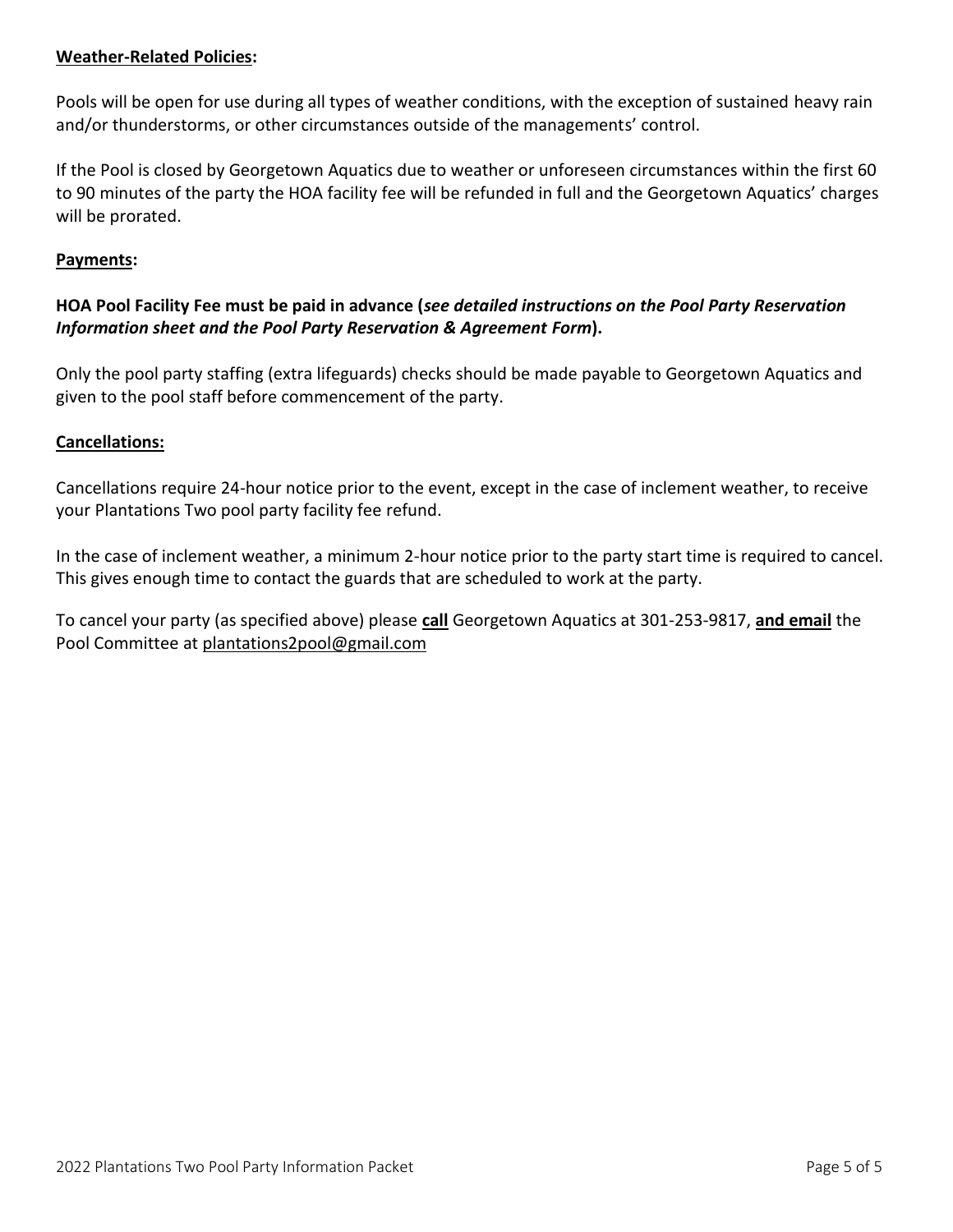**Weather-Related Policies:**

Pools will be open for use during all types of weather conditions, with the exception of sustained heavy rain and/or thunderstorms, or other circumstances outside of the managements' control.

If the Pool is closed by Georgetown Aquatics due to weather or unforeseen circumstances within the first 60 to 90 minutes of the party the HOA facility fee will be refunded in full and the Georgetown Aquatics' charges will be prorated.

**Payments:**

**HOA Pool Facility Fee must be paid in advance (*see detailed instructions on the Pool Party Reservation Information sheet and the Pool Party Reservation & Agreement Form*).**

Only the pool party staffing (extra lifeguards) checks should be made payable to Georgetown Aquatics and given to the pool staff before commencement of the party.

**Cancellations:**

Cancellations require 24-hour notice prior to the event, except in the case of inclement weather, to receive your Plantations Two pool party facility fee refund.

In the case of inclement weather, a minimum 2-hour notice prior to the party start time is required to cancel. This gives enough time to contact the guards that are scheduled to work at the party.

To cancel your party (as specified above) please **call** Georgetown Aquatics at 301-253-9817, **and email** the Pool Committee at plantations2pool@gmail.com